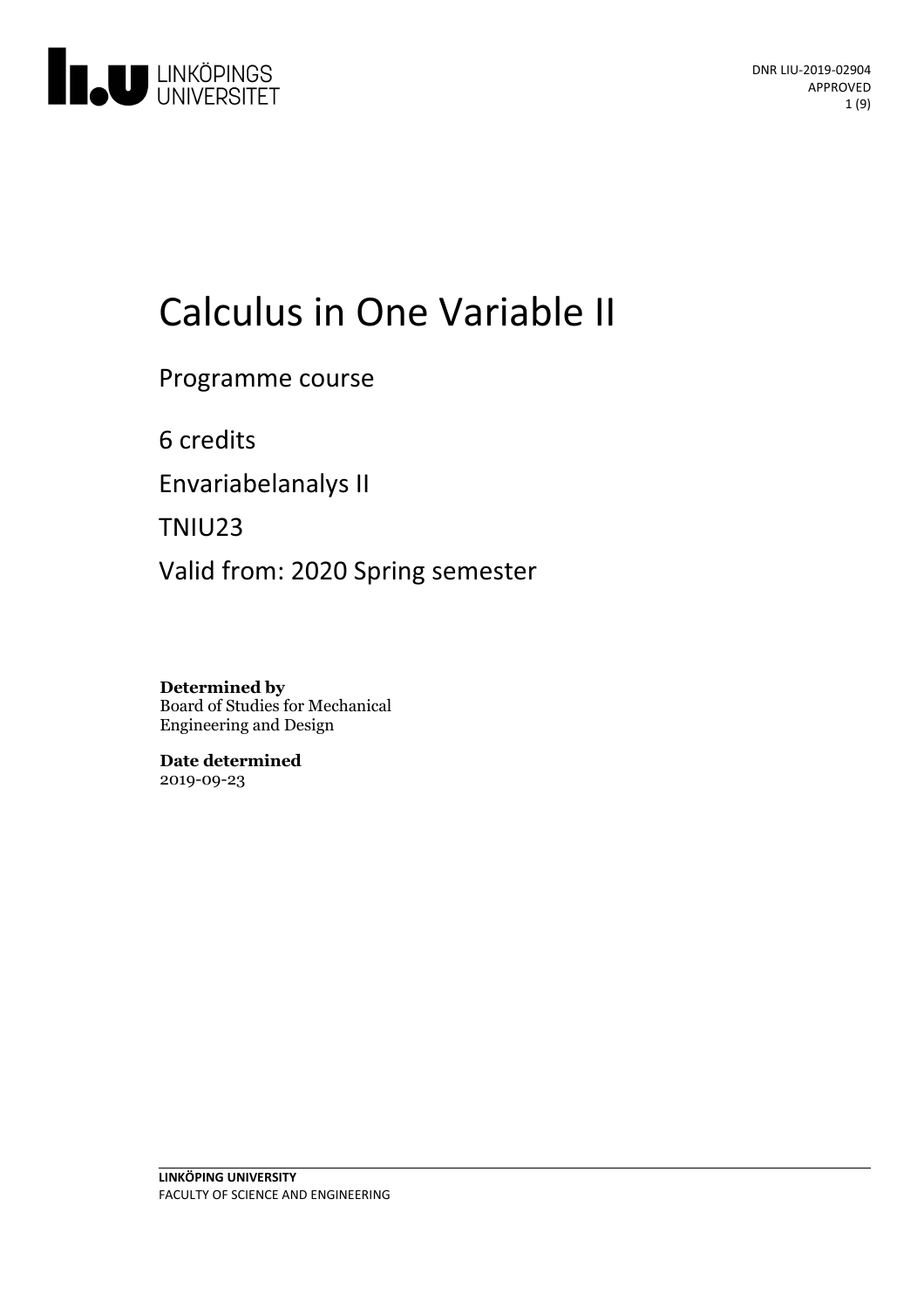# Calculus in One Variable II

Programme course

6 credits

Envariabelanalys II

TNIU23

Valid from: 2020 Spring semester

**Determined by**
Board of Studies for Mechanical Engineering and Design

**Date determined**
2019-09-23

LINKÖPING UNIVERSITY
FACULTY OF SCIENCE AND ENGINEERING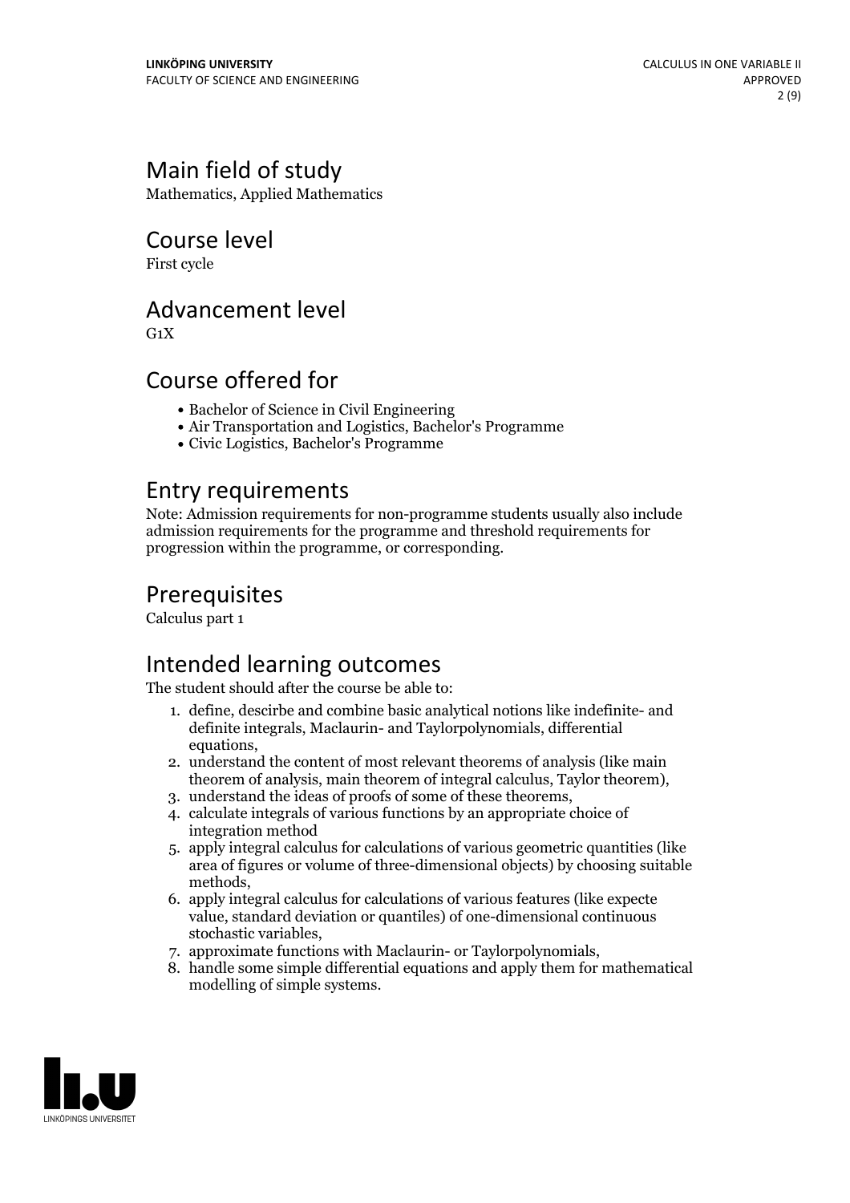## Main field of study

Mathematics, Applied Mathematics

## Course level

First cycle

## Advancement level

G1X

## Course offered for

- Bachelor of Science in Civil Engineering
- Air Transportation and Logistics, Bachelor's Programme
- Civic Logistics, Bachelor's Programme

## Entry requirements

Note: Admission requirements for non-programme students usually also include admission requirements for the programme and threshold requirements for progression within the programme, or corresponding.

## Prerequisites

Calculus part 1

## Intended learning outcomes

The student should after the course be able to:

1. define, descirbe and combine basic analytical notions like indefinite- and definite integrals, Maclaurin- and Taylorpolynomials, differential equations,
2. understand the content of most relevant theorems of analysis (like main theorem of analysis, main theorem of integral calculus, Taylor theorem),
3. understand the ideas of proofs of some of these theorems,
4. calculate integrals of various functions by an appropriate choice of integration method
5. apply integral calculus for calculations of various geometric quantities (like area of figures or volume of three-dimensional objects) by choosing suitable methods,
6. apply integral calculus for calculations of various features (like expecte value, standard deviation or quantiles) of one-dimensional continuous stochastic variables,
7. approximate functions with Maclaurin- or Taylorpolynomials,
8. handle some simple differential equations and apply them for mathematical modelling of simple systems.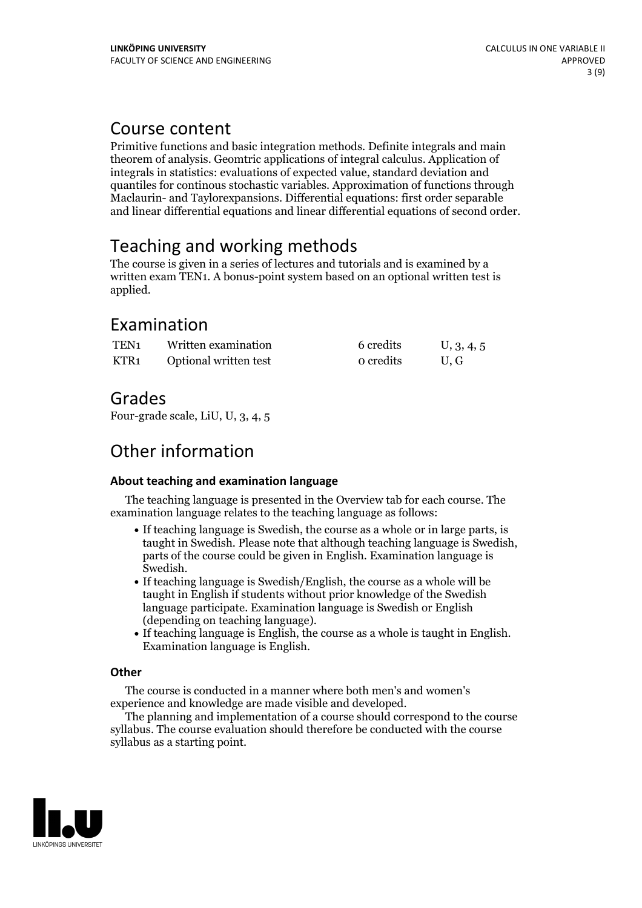## Course content

Primitive functions and basic integration methods. Definite integrals and main theorem of analysis. Geomtric applications of integral calculus. Application of integrals in statistics: evaluations of expected value, standard deviation and quantiles for continous stochastic variables. Approximation of functions through Maclaurin- and Taylorexpansions. Differential equations: first order separable and linear differential equations and linear differential equations of second order.

## Teaching and working methods

The course is given in a series of lectures and tutorials and is examined by a written exam TEN1. A bonus-point system based on an optional written test is applied.

## Examination

| | | | |
|---|---|---|---|
| TEN1 | Written examination | 6 credits | U, 3, 4, 5 |
| KTR1 | Optional written test | 0 credits | U, G |

## Grades

Four-grade scale, LiU, U, 3, 4, 5

## Other information

### About teaching and examination language

The teaching language is presented in the Overview tab for each course. The examination language relates to the teaching language as follows:

- If teaching language is Swedish, the course as a whole or in large parts, is taught in Swedish. Please note that although teaching language is Swedish, parts of the course could be given in English. Examination language is Swedish.
- If teaching language is Swedish/English, the course as a whole will be taught in English if students without prior knowledge of the Swedish language participate. Examination language is Swedish or English (depending on teaching language).
- If teaching language is English, the course as a whole is taught in English. Examination language is English.

### Other

The course is conducted in a manner where both men's and women's experience and knowledge are made visible and developed.

The planning and implementation of a course should correspond to the course syllabus. The course evaluation should therefore be conducted with the course syllabus as a starting point.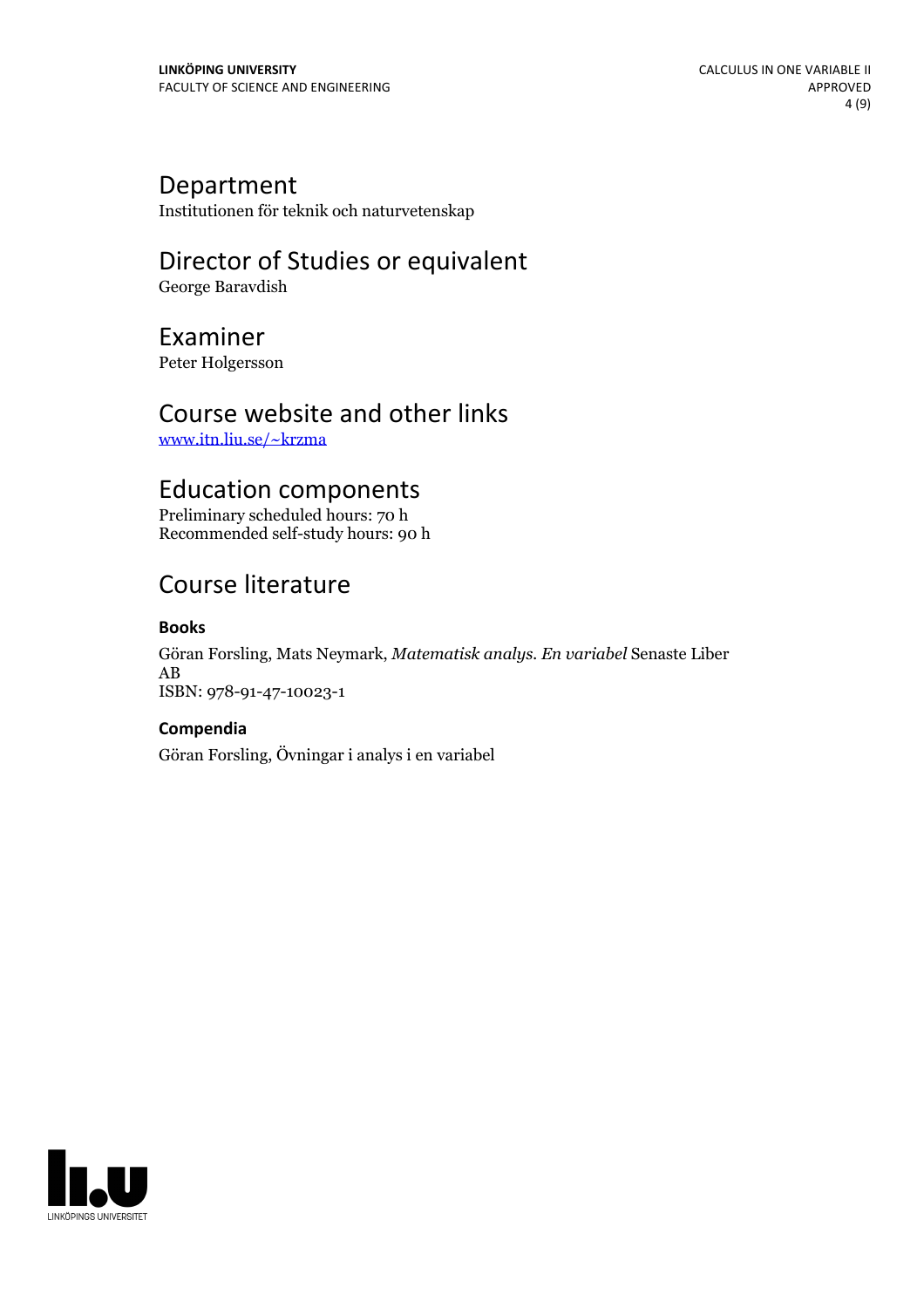## Department

Institutionen för teknik och naturvetenskap

## Director of Studies or equivalent

George Baravdish

## Examiner

Peter Holgersson

## Course website and other links

[www.itn.liu.se/~krzma](http://www.itn.liu.se/~krzma)

## Education components

Preliminary scheduled hours: 70 h
Recommended self-study hours: 90 h

## Course literature

### Books

Göran Forsling, Mats Neymark, *Matematisk analys. En variabel* Senaste Liber AB
ISBN: 978-91-47-10023-1

### Compendia

Göran Forsling, Övningar i analys i en variabel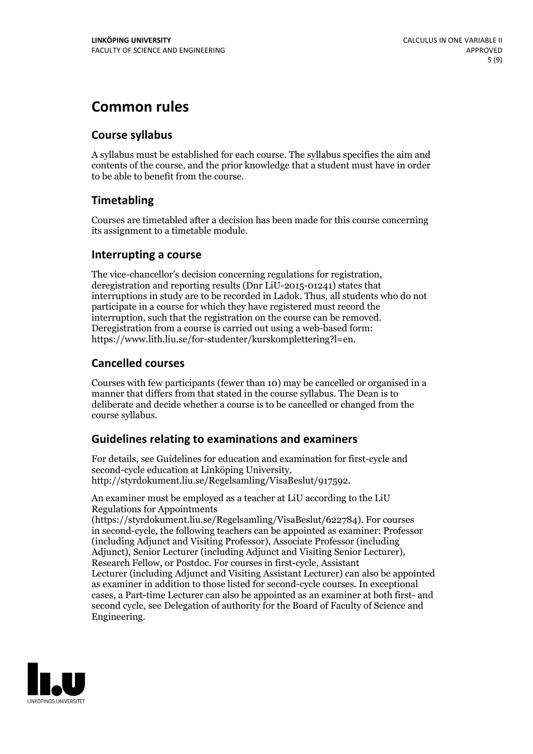# Common rules

## Course syllabus

A syllabus must be established for each course. The syllabus specifies the aim and contents of the course, and the prior knowledge that a student must have in order to be able to benefit from the course.

## Timetabling

Courses are timetabled after a decision has been made for this course concerning its assignment to a timetable module.

## Interrupting a course

The vice-chancellor's decision concerning regulations for registration, deregistration and reporting results (Dnr LiU-2015-01241) states that interruptions in study are to be recorded in Ladok. Thus, all students who do not participate in a course for which they have registered must record the interruption, such that the registration on the course can be removed. Deregistration from a course is carried out using a web-based form: https://www.lith.liu.se/for-studenter/kurskomplettering?l=en.

## Cancelled courses

Courses with few participants (fewer than 10) may be cancelled or organised in a manner that differs from that stated in the course syllabus. The Dean is to deliberate and decide whether a course is to be cancelled or changed from the course syllabus.

## Guidelines relating to examinations and examiners

For details, see Guidelines for education and examination for first-cycle and second-cycle education at Linköping University, http://styrdokument.liu.se/Regelsamling/VisaBeslut/917592.

An examiner must be employed as a teacher at LiU according to the LiU Regulations for Appointments (https://styrdokument.liu.se/Regelsamling/VisaBeslut/622784). For courses in second-cycle, the following teachers can be appointed as examiner: Professor (including Adjunct and Visiting Professor), Associate Professor (including Adjunct), Senior Lecturer (including Adjunct and Visiting Senior Lecturer), Research Fellow, or Postdoc. For courses in first-cycle, Assistant Lecturer (including Adjunct and Visiting Assistant Lecturer) can also be appointed as examiner in addition to those listed for second-cycle courses. In exceptional cases, a Part-time Lecturer can also be appointed as an examiner at both first- and second cycle, see Delegation of authority for the Board of Faculty of Science and Engineering.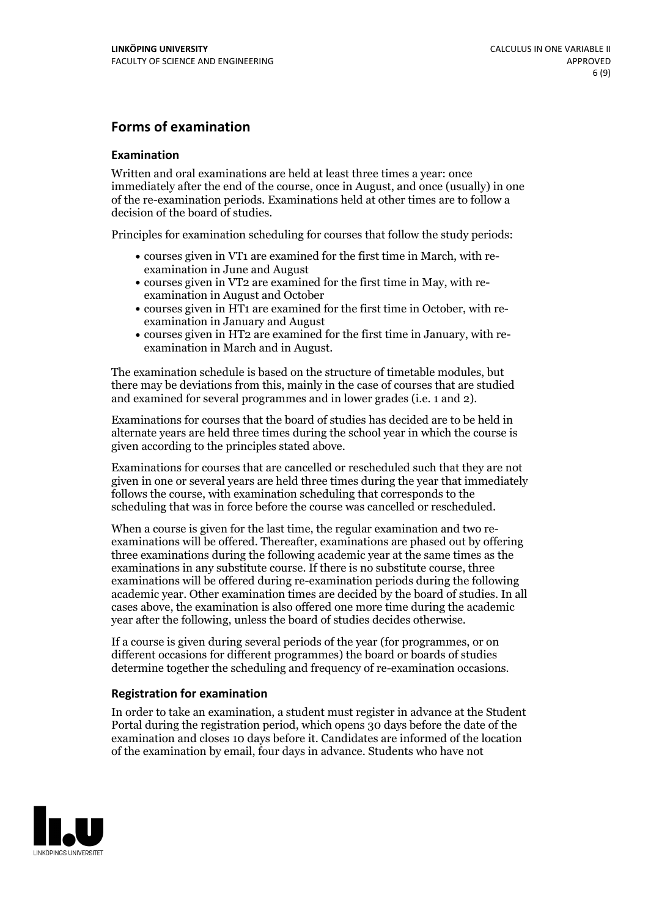## Forms of examination

### Examination

Written and oral examinations are held at least three times a year: once immediately after the end of the course, once in August, and once (usually) in one of the re-examination periods. Examinations held at other times are to follow a decision of the board of studies.

Principles for examination scheduling for courses that follow the study periods:

- courses given in VT1 are examined for the first time in March, with re-examination in June and August
- courses given in VT2 are examined for the first time in May, with re-examination in August and October
- courses given in HT1 are examined for the first time in October, with re-examination in January and August
- courses given in HT2 are examined for the first time in January, with re-examination in March and in August.

The examination schedule is based on the structure of timetable modules, but there may be deviations from this, mainly in the case of courses that are studied and examined for several programmes and in lower grades (i.e. 1 and 2).

Examinations for courses that the board of studies has decided are to be held in alternate years are held three times during the school year in which the course is given according to the principles stated above.

Examinations for courses that are cancelled or rescheduled such that they are not given in one or several years are held three times during the year that immediately follows the course, with examination scheduling that corresponds to the scheduling that was in force before the course was cancelled or rescheduled.

When a course is given for the last time, the regular examination and two re-examinations will be offered. Thereafter, examinations are phased out by offering three examinations during the following academic year at the same times as the examinations in any substitute course. If there is no substitute course, three examinations will be offered during re-examination periods during the following academic year. Other examination times are decided by the board of studies. In all cases above, the examination is also offered one more time during the academic year after the following, unless the board of studies decides otherwise.

If a course is given during several periods of the year (for programmes, or on different occasions for different programmes) the board or boards of studies determine together the scheduling and frequency of re-examination occasions.

### Registration for examination

In order to take an examination, a student must register in advance at the Student Portal during the registration period, which opens 30 days before the date of the examination and closes 10 days before it. Candidates are informed of the location of the examination by email, four days in advance. Students who have not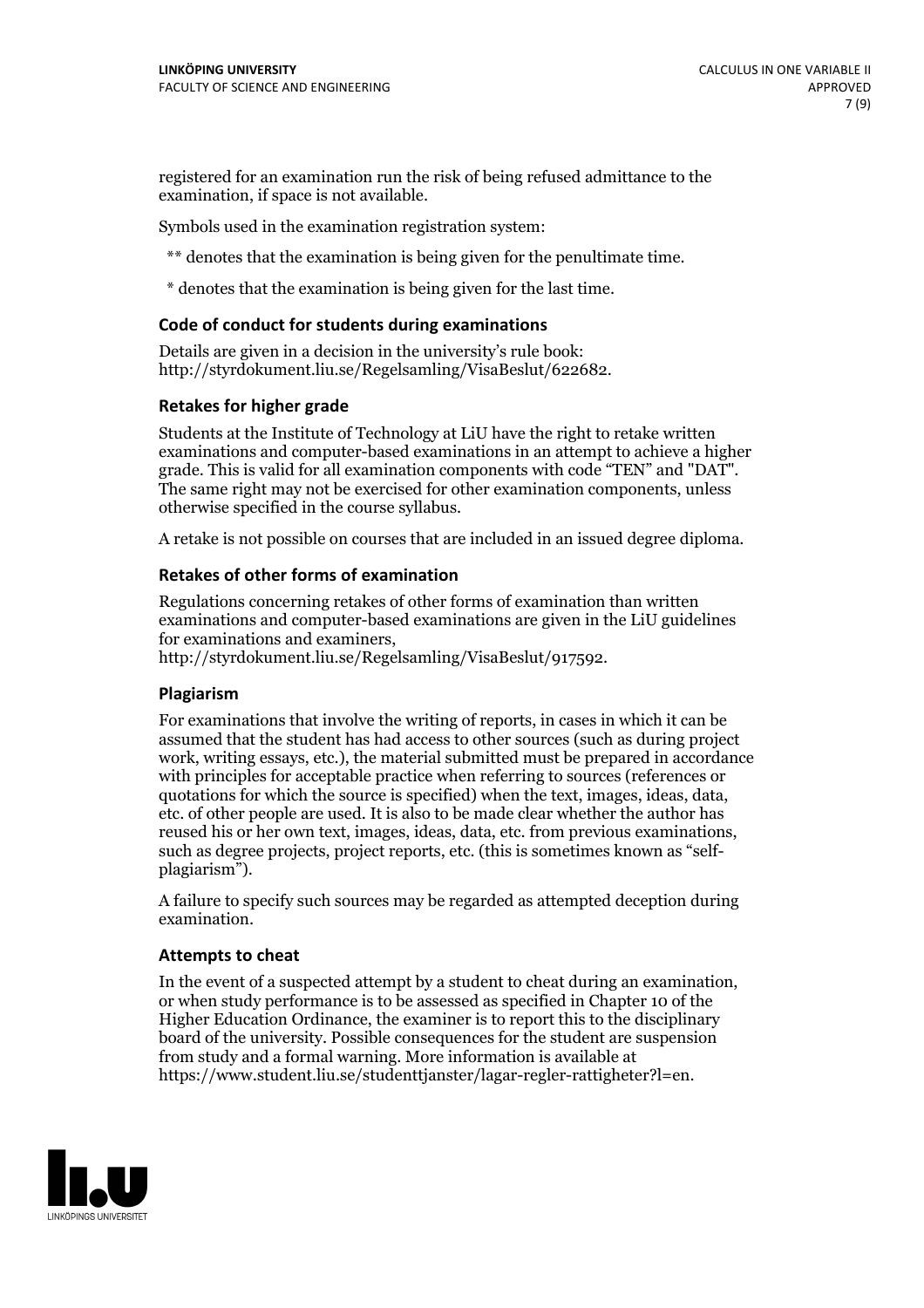registered for an examination run the risk of being refused admittance to the examination, if space is not available.

Symbols used in the examination registration system:

** denotes that the examination is being given for the penultimate time.

* denotes that the examination is being given for the last time.

### Code of conduct for students during examinations

Details are given in a decision in the university's rule book: http://styrdokument.liu.se/Regelsamling/VisaBeslut/622682.

### Retakes for higher grade

Students at the Institute of Technology at LiU have the right to retake written examinations and computer-based examinations in an attempt to achieve a higher grade. This is valid for all examination components with code "TEN" and "DAT". The same right may not be exercised for other examination components, unless otherwise specified in the course syllabus.

A retake is not possible on courses that are included in an issued degree diploma.

### Retakes of other forms of examination

Regulations concerning retakes of other forms of examination than written examinations and computer-based examinations are given in the LiU guidelines for examinations and examiners, http://styrdokument.liu.se/Regelsamling/VisaBeslut/917592.

### Plagiarism

For examinations that involve the writing of reports, in cases in which it can be assumed that the student has had access to other sources (such as during project work, writing essays, etc.), the material submitted must be prepared in accordance with principles for acceptable practice when referring to sources (references or quotations for which the source is specified) when the text, images, ideas, data, etc. of other people are used. It is also to be made clear whether the author has reused his or her own text, images, ideas, data, etc. from previous examinations, such as degree projects, project reports, etc. (this is sometimes known as "self-plagiarism").

A failure to specify such sources may be regarded as attempted deception during examination.

### Attempts to cheat

In the event of a suspected attempt by a student to cheat during an examination, or when study performance is to be assessed as specified in Chapter 10 of the Higher Education Ordinance, the examiner is to report this to the disciplinary board of the university. Possible consequences for the student are suspension from study and a formal warning. More information is available at https://www.student.liu.se/studenttjanster/lagar-regler-rattigheter?l=en.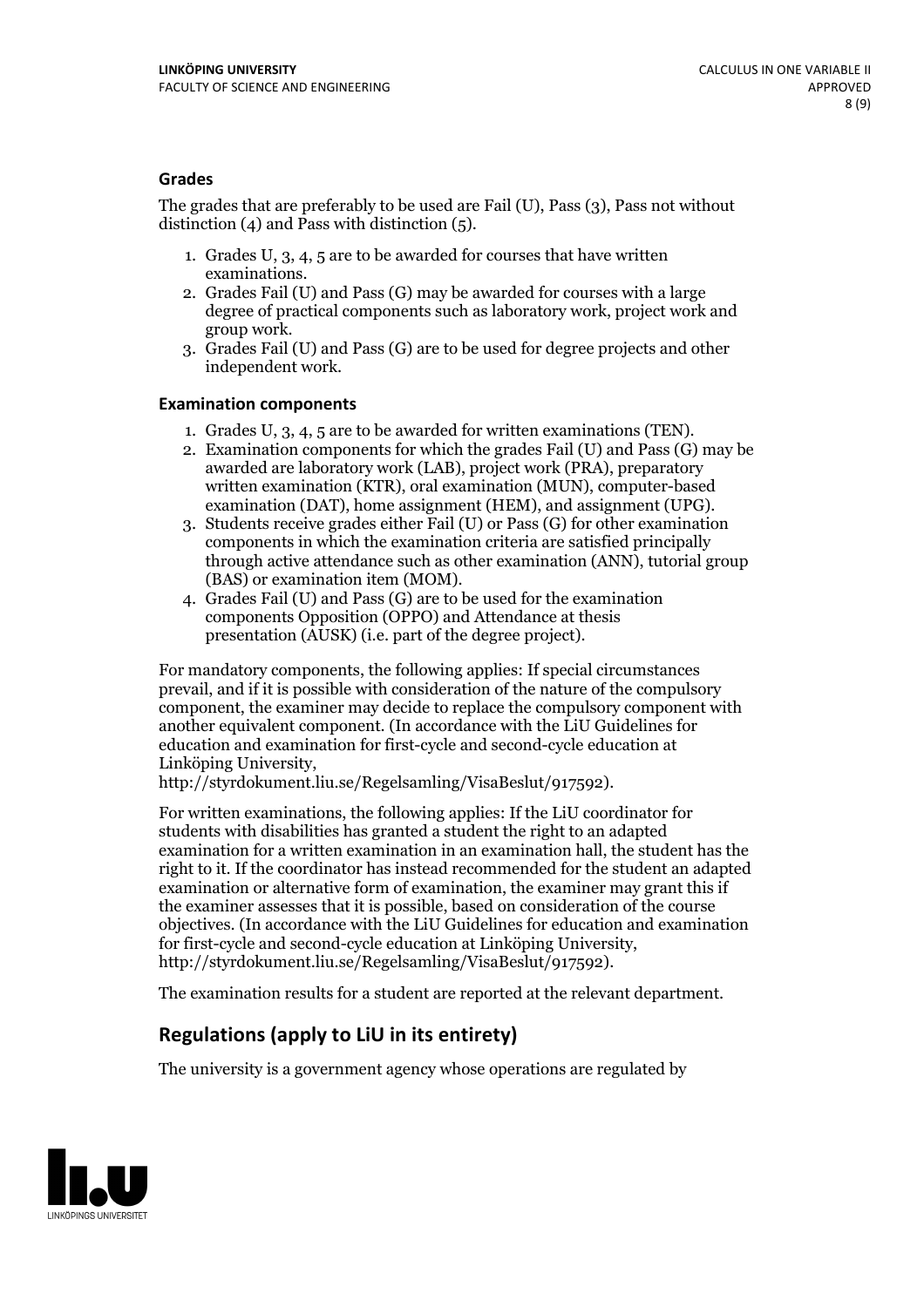### Grades

The grades that are preferably to be used are Fail (U), Pass (3), Pass not without distinction (4) and Pass with distinction (5).

1. Grades U, 3, 4, 5 are to be awarded for courses that have written examinations.
2. Grades Fail (U) and Pass (G) may be awarded for courses with a large degree of practical components such as laboratory work, project work and group work.
3. Grades Fail (U) and Pass (G) are to be used for degree projects and other independent work.

### Examination components

1. Grades U, 3, 4, 5 are to be awarded for written examinations (TEN).
2. Examination components for which the grades Fail (U) and Pass (G) may be awarded are laboratory work (LAB), project work (PRA), preparatory written examination (KTR), oral examination (MUN), computer-based examination (DAT), home assignment (HEM), and assignment (UPG).
3. Students receive grades either Fail (U) or Pass (G) for other examination components in which the examination criteria are satisfied principally through active attendance such as other examination (ANN), tutorial group (BAS) or examination item (MOM).
4. Grades Fail (U) and Pass (G) are to be used for the examination components Opposition (OPPO) and Attendance at thesis presentation (AUSK) (i.e. part of the degree project).

For mandatory components, the following applies: If special circumstances prevail, and if it is possible with consideration of the nature of the compulsory component, the examiner may decide to replace the compulsory component with another equivalent component. (In accordance with the LiU Guidelines for education and examination for first-cycle and second-cycle education at Linköping University, http://styrdokument.liu.se/Regelsamling/VisaBeslut/917592).

For written examinations, the following applies: If the LiU coordinator for students with disabilities has granted a student the right to an adapted examination for a written examination in an examination hall, the student has the right to it. If the coordinator has instead recommended for the student an adapted examination or alternative form of examination, the examiner may grant this if the examiner assesses that it is possible, based on consideration of the course objectives. (In accordance with the LiU Guidelines for education and examination for first-cycle and second-cycle education at Linköping University, http://styrdokument.liu.se/Regelsamling/VisaBeslut/917592).

The examination results for a student are reported at the relevant department.

## Regulations (apply to LiU in its entirety)

The university is a government agency whose operations are regulated by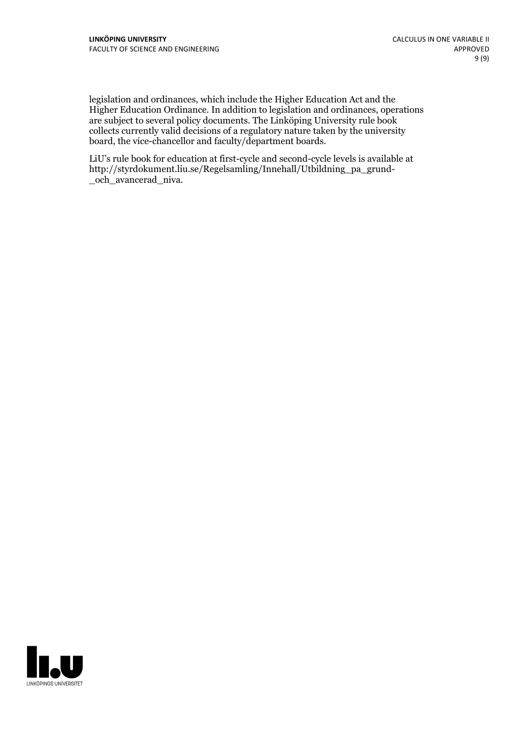legislation and ordinances, which include the Higher Education Act and the Higher Education Ordinance. In addition to legislation and ordinances, operations are subject to several policy documents. The Linköping University rule book collects currently valid decisions of a regulatory nature taken by the university board, the vice-chancellor and faculty/department boards.

LiU's rule book for education at first-cycle and second-cycle levels is available at http://styrdokument.liu.se/Regelsamling/Innehall/Utbildning_pa_grund-_och_avancerad_niva.